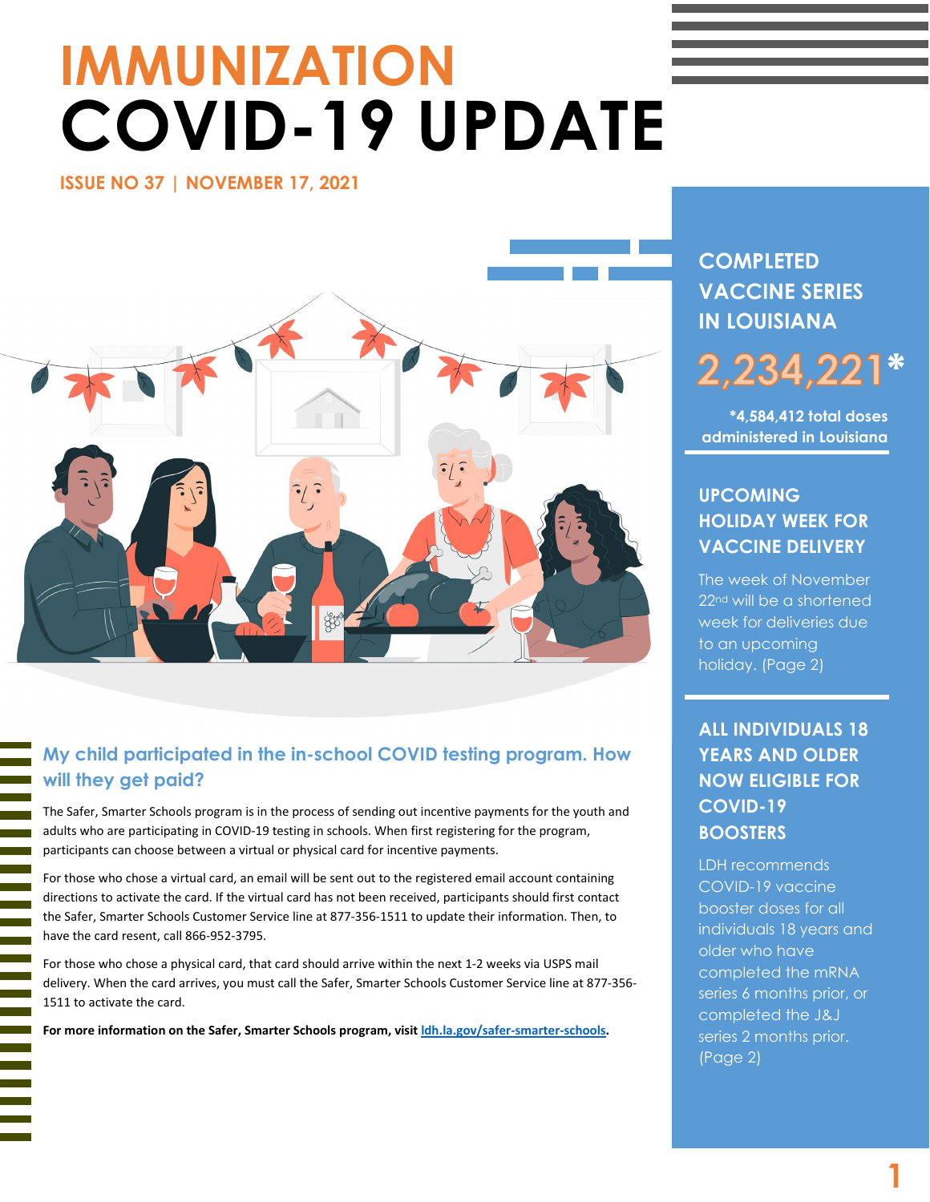# IMMUNIZATION COVID-19 UPDATE

**ISSUE NO 37 | NOVEMBER 17, 2021**

## My child participated in the in-school COVID testing program. How will they get paid?

The Safer, Smarter Schools program is in the process of sending out incentive payments for the youth and adults who are participating in COVID-19 testing in schools. When first registering for the program, participants can choose between a virtual or physical card for incentive payments.

For those who chose a virtual card, an email will be sent out to the registered email account containing directions to activate the card. If the virtual card has not been received, participants should first contact the Safer, Smarter Schools Customer Service line at 877-356-1511 to update their information. Then, to have the card resent, call 866-952-3795.

For those who chose a physical card, that card should arrive within the next 1-2 weeks via USPS mail delivery. When the card arrives, you must call the Safer, Smarter Schools Customer Service line at 877-356-1511 to activate the card.

**For more information on the Safer, Smarter Schools program, visit [ldh.la.gov/safer-smarter-schools](ldh.la.gov/safer-smarter-schools).**

## COMPLETED VACCINE SERIES IN LOUISIANA

**2,234,221***

***4,584,412 total doses administered in Louisiana**

## UPCOMING HOLIDAY WEEK FOR VACCINE DELIVERY

The week of November 22nd will be a shortened week for deliveries due to an upcoming holiday. (Page 2)

## ALL INDIVIDUALS 18 YEARS AND OLDER NOW ELIGIBLE FOR COVID-19 BOOSTERS

LDH recommends COVID-19 vaccine booster doses for all individuals 18 years and older who have completed the mRNA series 6 months prior, or completed the J&J series 2 months prior. (Page 2)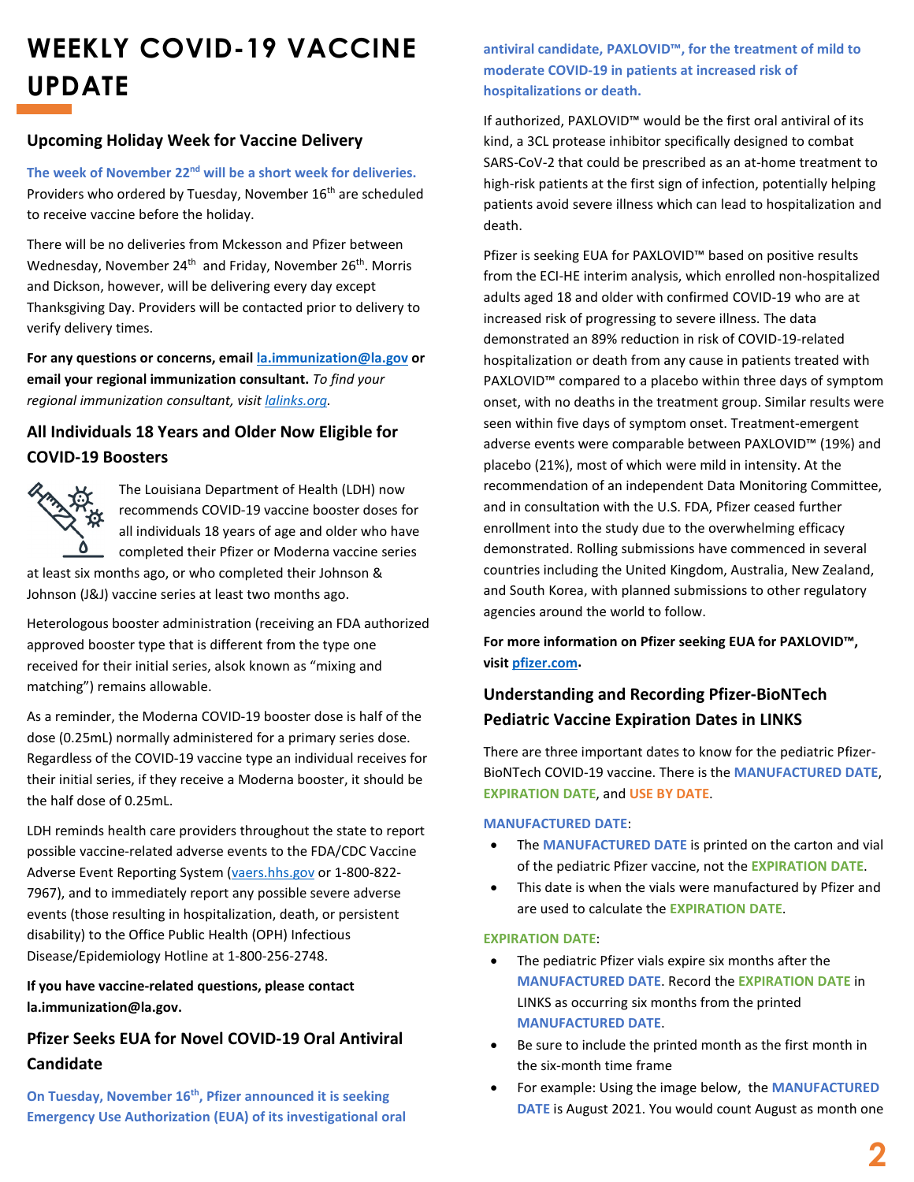// WEEKLY COVID-19 VACCINE UPDATE
# WEEKLY COVID-19 VACCINE UPDATE

## Upcoming Holiday Week for Vaccine Delivery

**The week of November 22nd will be a short week for deliveries.** Providers who ordered by Tuesday, November 16th are scheduled to receive vaccine before the holiday.

There will be no deliveries from Mckesson and Pfizer between Wednesday, November 24th and Friday, November 26th. Morris and Dickson, however, will be delivering every day except Thanksgiving Day. Providers will be contacted prior to delivery to verify delivery times.

**For any questions or concerns, email la.immunization@la.gov or email your regional immunization consultant.** *To find your regional immunization consultant, visit lalinks.org.*

## All Individuals 18 Years and Older Now Eligible for COVID-19 Boosters

The Louisiana Department of Health (LDH) now recommends COVID-19 vaccine booster doses for all individuals 18 years of age and older who have completed their Pfizer or Moderna vaccine series at least six months ago, or who completed their Johnson & Johnson (J&J) vaccine series at least two months ago.

Heterologous booster administration (receiving an FDA authorized approved booster type that is different from the type one received for their initial series, alsok known as "mixing and matching") remains allowable.

As a reminder, the Moderna COVID-19 booster dose is half of the dose (0.25mL) normally administered for a primary series dose. Regardless of the COVID-19 vaccine type an individual receives for their initial series, if they receive a Moderna booster, it should be the half dose of 0.25mL.

LDH reminds health care providers throughout the state to report possible vaccine-related adverse events to the FDA/CDC Vaccine Adverse Event Reporting System (vaers.hhs.gov or 1-800-822-7967), and to immediately report any possible severe adverse events (those resulting in hospitalization, death, or persistent disability) to the Office Public Health (OPH) Infectious Disease/Epidemiology Hotline at 1-800-256-2748.

**If you have vaccine-related questions, please contact la.immunization@la.gov.**

## Pfizer Seeks EUA for Novel COVID-19 Oral Antiviral Candidate

**On Tuesday, November 16th, Pfizer announced it is seeking Emergency Use Authorization (EUA) of its investigational oral antiviral candidate, PAXLOVID™, for the treatment of mild to moderate COVID-19 in patients at increased risk of hospitalizations or death.**

If authorized, PAXLOVID™ would be the first oral antiviral of its kind, a 3CL protease inhibitor specifically designed to combat SARS-CoV-2 that could be prescribed as an at-home treatment to high-risk patients at the first sign of infection, potentially helping patients avoid severe illness which can lead to hospitalization and death.

Pfizer is seeking EUA for PAXLOVID™ based on positive results from the ECI-HE interim analysis, which enrolled non-hospitalized adults aged 18 and older with confirmed COVID-19 who are at increased risk of progressing to severe illness. The data demonstrated an 89% reduction in risk of COVID-19-related hospitalization or death from any cause in patients treated with PAXLOVID™ compared to a placebo within three days of symptom onset, with no deaths in the treatment group. Similar results were seen within five days of symptom onset. Treatment-emergent adverse events were comparable between PAXLOVID™ (19%) and placebo (21%), most of which were mild in intensity. At the recommendation of an independent Data Monitoring Committee, and in consultation with the U.S. FDA, Pfizer ceased further enrollment into the study due to the overwhelming efficacy demonstrated. Rolling submissions have commenced in several countries including the United Kingdom, Australia, New Zealand, and South Korea, with planned submissions to other regulatory agencies around the world to follow.

**For more information on Pfizer seeking EUA for PAXLOVID™, visit pfizer.com.**

## Understanding and Recording Pfizer-BioNTech Pediatric Vaccine Expiration Dates in LINKS

There are three important dates to know for the pediatric Pfizer-BioNTech COVID-19 vaccine. There is the **MANUFACTURED DATE**, **EXPIRATION DATE**, and **USE BY DATE**.

**MANUFACTURED DATE**:

- The **MANUFACTURED DATE** is printed on the carton and vial of the pediatric Pfizer vaccine, not the **EXPIRATION DATE**.
- This date is when the vials were manufactured by Pfizer and are used to calculate the **EXPIRATION DATE**.

**EXPIRATION DATE**:

- The pediatric Pfizer vials expire six months after the **MANUFACTURED DATE**. Record the **EXPIRATION DATE** in LINKS as occurring six months from the printed **MANUFACTURED DATE**.
- Be sure to include the printed month as the first month in the six-month time frame
- For example: Using the image below, the **MANUFACTURED DATE** is August 2021. You would count August as month one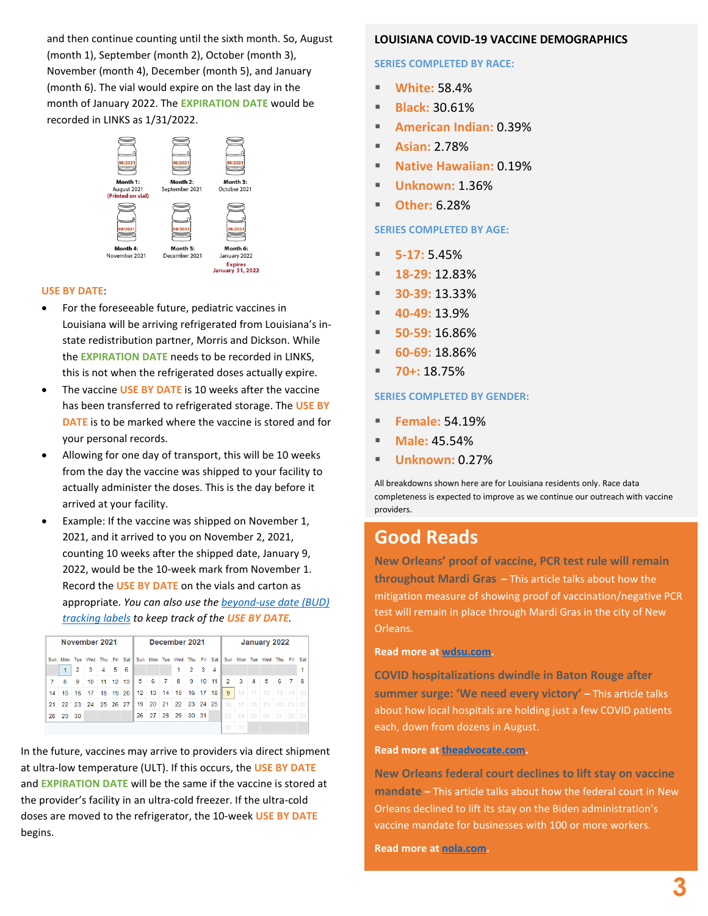and then continue counting until the sixth month. So, August (month 1), September (month 2), October (month 3), November (month 4), December (month 5), and January (month 6). The vial would expire on the last day in the month of January 2022. The **EXPIRATION DATE** would be recorded in LINKS as 1/31/2022.

Month 1: August 2021 (Printed on vial)
Month 2: September 2021
Month 3: October 2021
Month 4: November 2021
Month 5: December 2021
Month 6: January 2022 Expires January 31, 2022

**USE BY DATE**:

- For the foreseeable future, pediatric vaccines in Louisiana will be arriving refrigerated from Louisiana's in-state redistribution partner, Morris and Dickson. While the **EXPIRATION DATE** needs to be recorded in LINKS, this is not when the refrigerated doses actually expire.
- The vaccine **USE BY DATE** is 10 weeks after the vaccine has been transferred to refrigerated storage. The **USE BY DATE** is to be marked where the vaccine is stored and for your personal records.
- Allowing for one day of transport, this will be 10 weeks from the day the vaccine was shipped to your facility to actually administer the doses. This is the day before it arrived at your facility.
- Example: If the vaccine was shipped on November 1, 2021, and it arrived to you on November 2, 2021, counting 10 weeks after the shipped date, January 9, 2022, would be the 10-week mark from November 1. Record the **USE BY DATE** on the vials and carton as appropriate. *You can also use the [beyond-use date (BUD) tracking labels](#) to keep track of the **USE BY DATE**.*

November 2021

| Sun | Mon | Tue | Wed | Thu | Fri | Sat |
|---|---|---|---|---|---|---|
| | 1 | 2 | 3 | 4 | 5 | 6 |
| 7 | 8 | 9 | 10 | 11 | 12 | 13 |
| 14 | 15 | 16 | 17 | 18 | 19 | 20 |
| 21 | 22 | 23 | 24 | 25 | 26 | 27 |
| 28 | 29 | 30 | | | | |

December 2021

| Sun | Mon | Tue | Wed | Thu | Fri | Sat |
|---|---|---|---|---|---|---|
| | | | 1 | 2 | 3 | 4 |
| 5 | 6 | 7 | 8 | 9 | 10 | 11 |
| 12 | 13 | 14 | 15 | 16 | 17 | 18 |
| 19 | 20 | 21 | 22 | 23 | 24 | 25 |
| 26 | 27 | 28 | 29 | 30 | 31 | |

January 2022

| Sun | Mon | Tue | Wed | Thu | Fri | Sat |
|---|---|---|---|---|---|---|
| | | | | | | 1 |
| 2 | 3 | 4 | 5 | 6 | 7 | 8 |
| 9 | 10 | 11 | 12 | 13 | 14 | 15 |
| 16 | 17 | 18 | 19 | 20 | 21 | 22 |
| 23 | 24 | 25 | 26 | 27 | 28 | 29 |
| 30 | 31 | | | | | |

In the future, vaccines may arrive to providers via direct shipment at ultra-low temperature (ULT). If this occurs, the **USE BY DATE** and **EXPIRATION DATE** will be the same if the vaccine is stored at the provider's facility in an ultra-cold freezer. If the ultra-cold doses are moved to the refrigerator, the 10-week **USE BY DATE** begins.

## LOUISIANA COVID-19 VACCINE DEMOGRAPHICS

### SERIES COMPLETED BY RACE:

- **White:** 58.4%
- **Black:** 30.61%
- **American Indian:** 0.39%
- **Asian:** 2.78%
- **Native Hawaiian:** 0.19%
- **Unknown:** 1.36%
- **Other:** 6.28%

### SERIES COMPLETED BY AGE:

- **5-17:** 5.45%
- **18-29:** 12.83%
- **30-39:** 13.33%
- **40-49:** 13.9%
- **50-59:** 16.86%
- **60-69:** 18.86%
- **70+:** 18.75%

### SERIES COMPLETED BY GENDER:

- **Female:** 54.19%
- **Male:** 45.54%
- **Unknown:** 0.27%

All breakdowns shown here are for Louisiana residents only. Race data completeness is expected to improve as we continue our outreach with vaccine providers.

## Good Reads

**New Orleans' proof of vaccine, PCR test rule will remain throughout Mardi Gras** – This article talks about how the mitigation measure of showing proof of vaccination/negative PCR test will remain in place through Mardi Gras in the city of New Orleans.

**Read more at [wdsu.com](#).**

**COVID hospitalizations dwindle in Baton Rouge after summer surge: 'We need every victory'** – This article talks about how local hospitals are holding just a few COVID patients each, down from dozens in August.

**Read more at [theadvocate.com](#).**

**New Orleans federal court declines to lift stay on vaccine mandate** – This article talks about how the federal court in New Orleans declined to lift its stay on the Biden administration's vaccine mandate for businesses with 100 or more workers.

**Read more at [nola.com](#).**